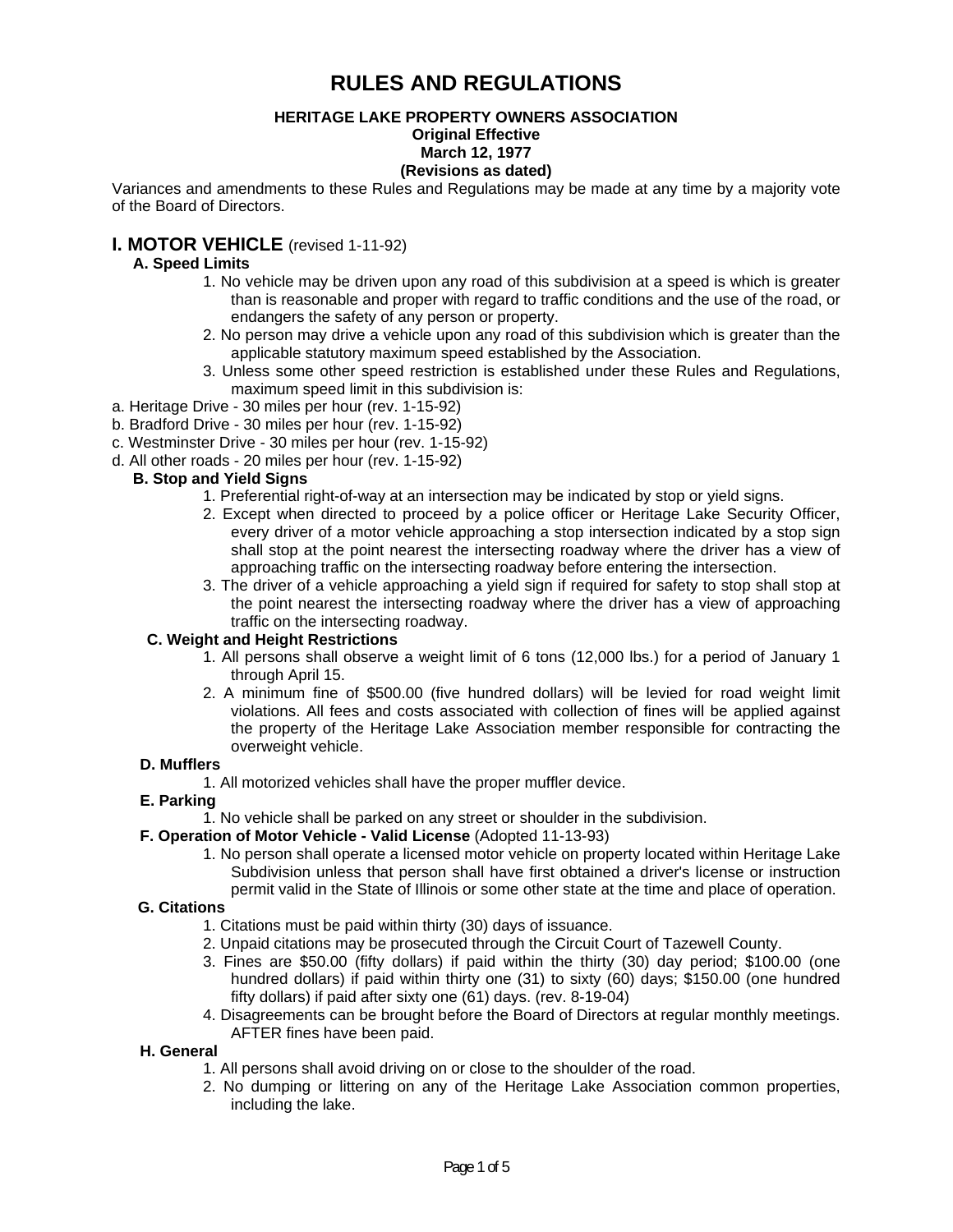# RULES AND REGULATIONS

**HERITAGE LAKE PROPERTY OWNERS ASSOCIATION**
**Original Effective**
**March 12, 1977**
**(Revisions as dated)**

Variances and amendments to these Rules and Regulations may be made at any time by a majority vote of the Board of Directors.

## I. MOTOR VEHICLE (revised 1-11-92)

**A. Speed Limits**

1. No vehicle may be driven upon any road of this subdivision at a speed is which is greater than is reasonable and proper with regard to traffic conditions and the use of the road, or endangers the safety of any person or property.
2. No person may drive a vehicle upon any road of this subdivision which is greater than the applicable statutory maximum speed established by the Association.
3. Unless some other speed restriction is established under these Rules and Regulations, maximum speed limit in this subdivision is:

a. Heritage Drive - 30 miles per hour (rev. 1-15-92)
b. Bradford Drive - 30 miles per hour (rev. 1-15-92)
c. Westminster Drive - 30 miles per hour (rev. 1-15-92)
d. All other roads - 20 miles per hour (rev. 1-15-92)

**B. Stop and Yield Signs**

1. Preferential right-of-way at an intersection may be indicated by stop or yield signs.
2. Except when directed to proceed by a police officer or Heritage Lake Security Officer, every driver of a motor vehicle approaching a stop intersection indicated by a stop sign shall stop at the point nearest the intersecting roadway where the driver has a view of approaching traffic on the intersecting roadway before entering the intersection.
3. The driver of a vehicle approaching a yield sign if required for safety to stop shall stop at the point nearest the intersecting roadway where the driver has a view of approaching traffic on the intersecting roadway.

**C. Weight and Height Restrictions**

1. All persons shall observe a weight limit of 6 tons (12,000 lbs.) for a period of January 1 through April 15.
2. A minimum fine of $500.00 (five hundred dollars) will be levied for road weight limit violations. All fees and costs associated with collection of fines will be applied against the property of the Heritage Lake Association member responsible for contracting the overweight vehicle.

**D. Mufflers**

1. All motorized vehicles shall have the proper muffler device.

**E. Parking**

1. No vehicle shall be parked on any street or shoulder in the subdivision.

**F. Operation of Motor Vehicle - Valid License** (Adopted 11-13-93)

1. No person shall operate a licensed motor vehicle on property located within Heritage Lake Subdivision unless that person shall have first obtained a driver's license or instruction permit valid in the State of Illinois or some other state at the time and place of operation.

**G. Citations**

1. Citations must be paid within thirty (30) days of issuance.
2. Unpaid citations may be prosecuted through the Circuit Court of Tazewell County.
3. Fines are $50.00 (fifty dollars) if paid within the thirty (30) day period; $100.00 (one hundred dollars) if paid within thirty one (31) to sixty (60) days; $150.00 (one hundred fifty dollars) if paid after sixty one (61) days. (rev. 8-19-04)
4. Disagreements can be brought before the Board of Directors at regular monthly meetings. AFTER fines have been paid.

**H. General**

1. All persons shall avoid driving on or close to the shoulder of the road.
2. No dumping or littering on any of the Heritage Lake Association common properties, including the lake.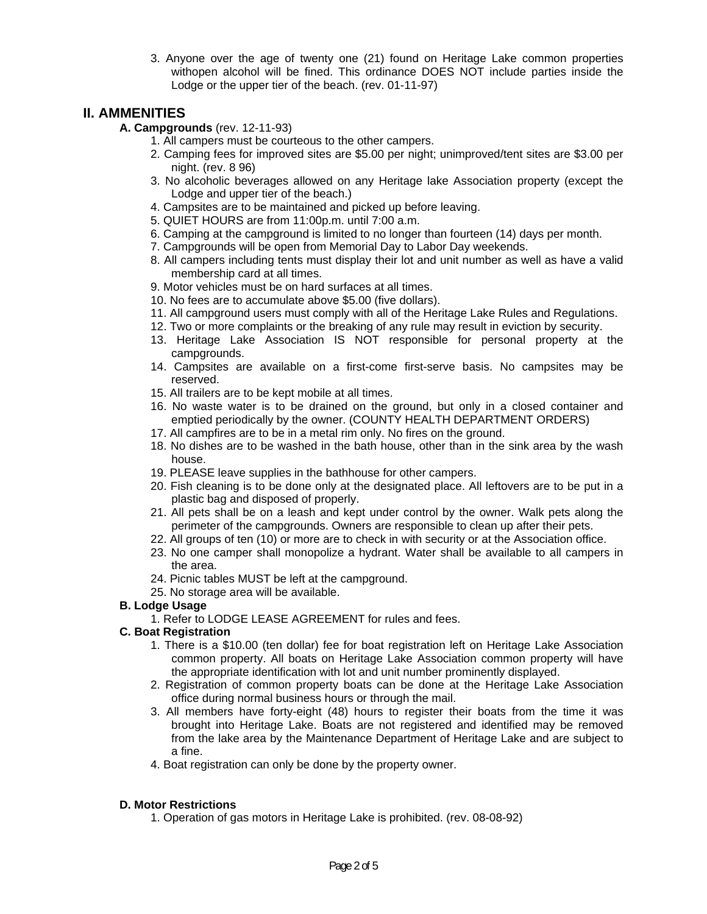3. Anyone over the age of twenty one (21) found on Heritage Lake common properties withopen alcohol will be fined. This ordinance DOES NOT include parties inside the Lodge or the upper tier of the beach. (rev. 01-11-97)

## II. AMMENITIES

**A. Campgrounds** (rev. 12-11-93)

1. All campers must be courteous to the other campers.
2. Camping fees for improved sites are $5.00 per night; unimproved/tent sites are $3.00 per night. (rev. 8 96)
3. No alcoholic beverages allowed on any Heritage lake Association property (except the Lodge and upper tier of the beach.)
4. Campsites are to be maintained and picked up before leaving.
5. QUIET HOURS are from 11:00p.m. until 7:00 a.m.
6. Camping at the campground is limited to no longer than fourteen (14) days per month.
7. Campgrounds will be open from Memorial Day to Labor Day weekends.
8. All campers including tents must display their lot and unit number as well as have a valid membership card at all times.
9. Motor vehicles must be on hard surfaces at all times.
10. No fees are to accumulate above $5.00 (five dollars).
11. All campground users must comply with all of the Heritage Lake Rules and Regulations.
12. Two or more complaints or the breaking of any rule may result in eviction by security.
13. Heritage Lake Association IS NOT responsible for personal property at the campgrounds.
14. Campsites are available on a first-come first-serve basis. No campsites may be reserved.
15. All trailers are to be kept mobile at all times.
16. No waste water is to be drained on the ground, but only in a closed container and emptied periodically by the owner. (COUNTY HEALTH DEPARTMENT ORDERS)
17. All campfires are to be in a metal rim only. No fires on the ground.
18. No dishes are to be washed in the bath house, other than in the sink area by the wash house.
19. PLEASE leave supplies in the bathhouse for other campers.
20. Fish cleaning is to be done only at the designated place. All leftovers are to be put in a plastic bag and disposed of properly.
21. All pets shall be on a leash and kept under control by the owner. Walk pets along the perimeter of the campgrounds. Owners are responsible to clean up after their pets.
22. All groups of ten (10) or more are to check in with security or at the Association office.
23. No one camper shall monopolize a hydrant. Water shall be available to all campers in the area.
24. Picnic tables MUST be left at the campground.
25. No storage area will be available.

**B. Lodge Usage**

1. Refer to LODGE LEASE AGREEMENT for rules and fees.

**C. Boat Registration**

1. There is a $10.00 (ten dollar) fee for boat registration left on Heritage Lake Association common property. All boats on Heritage Lake Association common property will have the appropriate identification with lot and unit number prominently displayed.
2. Registration of common property boats can be done at the Heritage Lake Association office during normal business hours or through the mail.
3. All members have forty-eight (48) hours to register their boats from the time it was brought into Heritage Lake. Boats are not registered and identified may be removed from the lake area by the Maintenance Department of Heritage Lake and are subject to a fine.
4. Boat registration can only be done by the property owner.

**D. Motor Restrictions**

1. Operation of gas motors in Heritage Lake is prohibited. (rev. 08-08-92)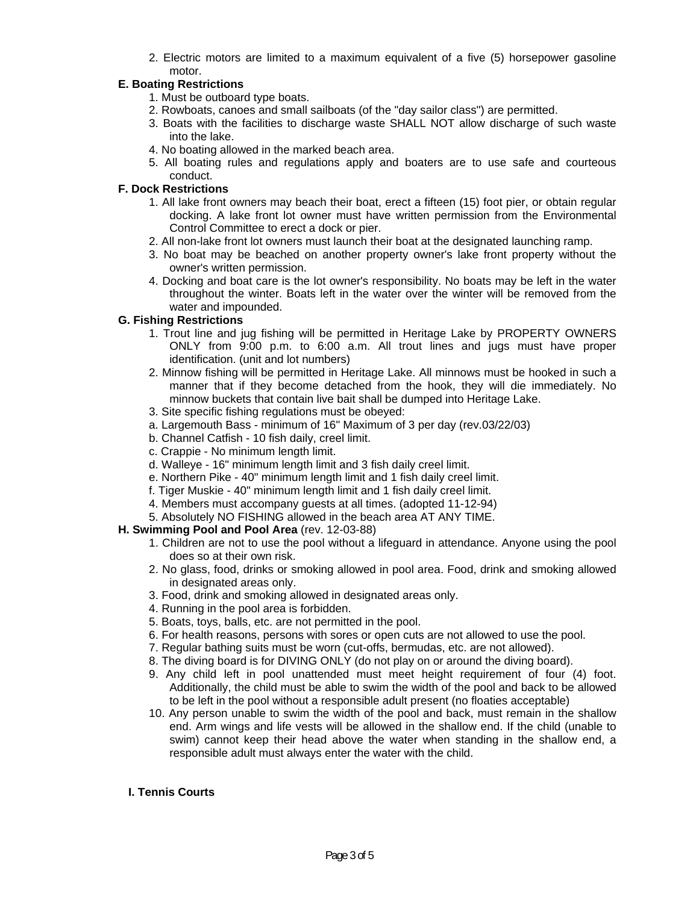2. Electric motors are limited to a maximum equivalent of a five (5) horsepower gasoline motor.

**E. Boating Restrictions**

1. Must be outboard type boats.
2. Rowboats, canoes and small sailboats (of the "day sailor class") are permitted.
3. Boats with the facilities to discharge waste SHALL NOT allow discharge of such waste into the lake.
4. No boating allowed in the marked beach area.
5. All boating rules and regulations apply and boaters are to use safe and courteous conduct.

**F. Dock Restrictions**

1. All lake front owners may beach their boat, erect a fifteen (15) foot pier, or obtain regular docking. A lake front lot owner must have written permission from the Environmental Control Committee to erect a dock or pier.
2. All non-lake front lot owners must launch their boat at the designated launching ramp.
3. No boat may be beached on another property owner's lake front property without the owner's written permission.
4. Docking and boat care is the lot owner's responsibility. No boats may be left in the water throughout the winter. Boats left in the water over the winter will be removed from the water and impounded.

**G. Fishing Restrictions**

1. Trout line and jug fishing will be permitted in Heritage Lake by PROPERTY OWNERS ONLY from 9:00 p.m. to 6:00 a.m. All trout lines and jugs must have proper identification. (unit and lot numbers)
2. Minnow fishing will be permitted in Heritage Lake. All minnows must be hooked in such a manner that if they become detached from the hook, they will die immediately. No minnow buckets that contain live bait shall be dumped into Heritage Lake.
3. Site specific fishing regulations must be obeyed:

a. Largemouth Bass - minimum of 16" Maximum of 3 per day (rev.03/22/03)
b. Channel Catfish - 10 fish daily, creel limit.
c. Crappie - No minimum length limit.
d. Walleye - 16" minimum length limit and 3 fish daily creel limit.
e. Northern Pike - 40" minimum length limit and 1 fish daily creel limit.
f. Tiger Muskie - 40" minimum length limit and 1 fish daily creel limit.

4. Members must accompany guests at all times. (adopted 11-12-94)
5. Absolutely NO FISHING allowed in the beach area AT ANY TIME.

**H. Swimming Pool and Pool Area** (rev. 12-03-88)

1. Children are not to use the pool without a lifeguard in attendance. Anyone using the pool does so at their own risk.
2. No glass, food, drinks or smoking allowed in pool area. Food, drink and smoking allowed in designated areas only.
3. Food, drink and smoking allowed in designated areas only.
4. Running in the pool area is forbidden.
5. Boats, toys, balls, etc. are not permitted in the pool.
6. For health reasons, persons with sores or open cuts are not allowed to use the pool.
7. Regular bathing suits must be worn (cut-offs, bermudas, etc. are not allowed).
8. The diving board is for DIVING ONLY (do not play on or around the diving board).
9. Any child left in pool unattended must meet height requirement of four (4) foot. Additionally, the child must be able to swim the width of the pool and back to be allowed to be left in the pool without a responsible adult present (no floaties acceptable)
10. Any person unable to swim the width of the pool and back, must remain in the shallow end. Arm wings and life vests will be allowed in the shallow end. If the child (unable to swim) cannot keep their head above the water when standing in the shallow end, a responsible adult must always enter the water with the child.

**I. Tennis Courts**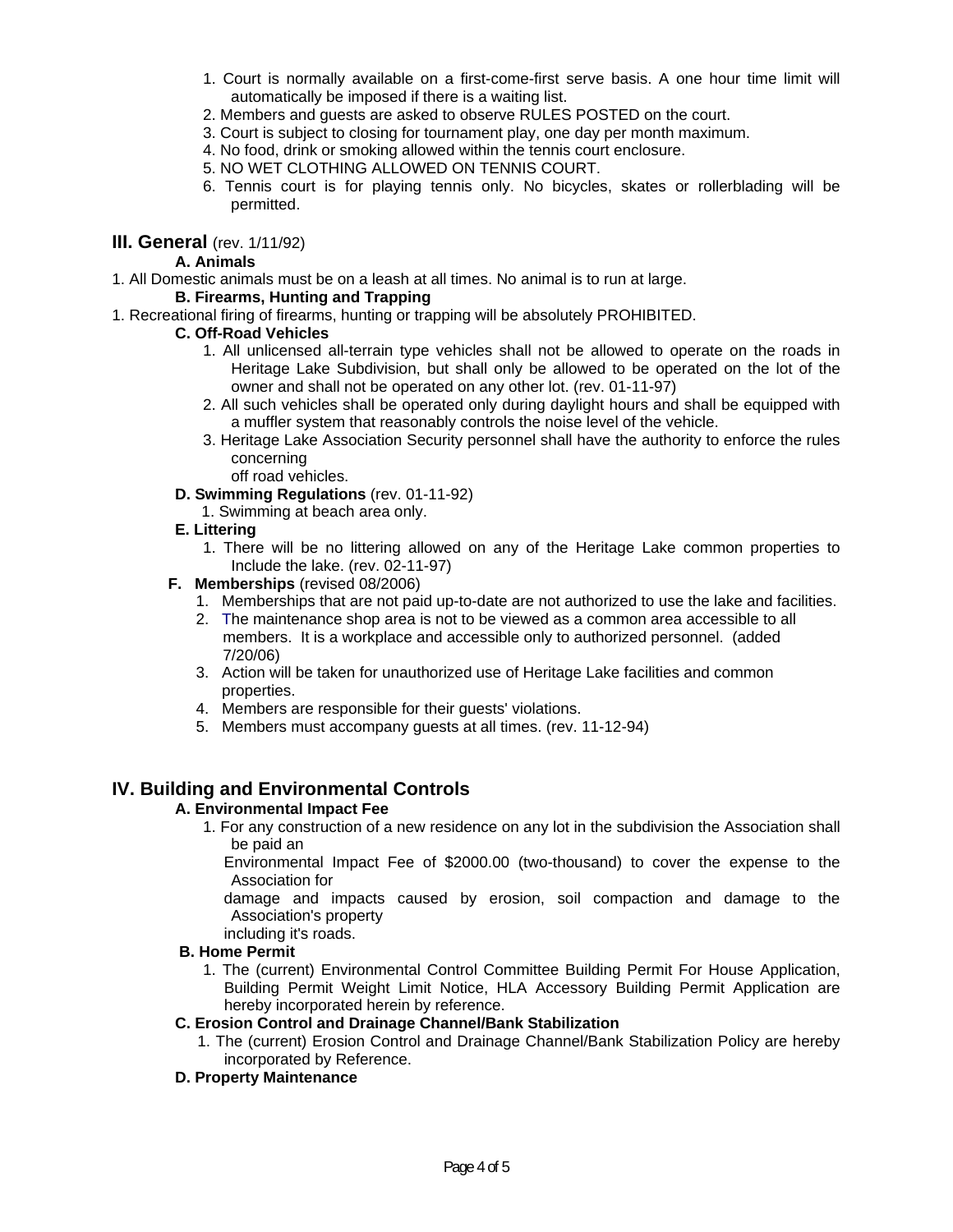1. Court is normally available on a first-come-first serve basis. A one hour time limit will automatically be imposed if there is a waiting list.
2. Members and guests are asked to observe RULES POSTED on the court.
3. Court is subject to closing for tournament play, one day per month maximum.
4. No food, drink or smoking allowed within the tennis court enclosure.
5. NO WET CLOTHING ALLOWED ON TENNIS COURT.
6. Tennis court is for playing tennis only. No bicycles, skates or rollerblading will be permitted.

## III. General (rev. 1/11/92)

**A. Animals**

1. All Domestic animals must be on a leash at all times. No animal is to run at large.

**B. Firearms, Hunting and Trapping**

1. Recreational firing of firearms, hunting or trapping will be absolutely PROHIBITED.

**C. Off-Road Vehicles**

1. All unlicensed all-terrain type vehicles shall not be allowed to operate on the roads in Heritage Lake Subdivision, but shall only be allowed to be operated on the lot of the owner and shall not be operated on any other lot. (rev. 01-11-97)
2. All such vehicles shall be operated only during daylight hours and shall be equipped with a muffler system that reasonably controls the noise level of the vehicle.
3. Heritage Lake Association Security personnel shall have the authority to enforce the rules concerning
   off road vehicles.

**D. Swimming Regulations** (rev. 01-11-92)

1. Swimming at beach area only.

**E. Littering**

1. There will be no littering allowed on any of the Heritage Lake common properties to Include the lake. (rev. 02-11-97)

**F. Memberships** (revised 08/2006)

1. Memberships that are not paid up-to-date are not authorized to use the lake and facilities.
2. The maintenance shop area is not to be viewed as a common area accessible to all members. It is a workplace and accessible only to authorized personnel. (added 7/20/06)
3. Action will be taken for unauthorized use of Heritage Lake facilities and common properties.
4. Members are responsible for their guests' violations.
5. Members must accompany guests at all times. (rev. 11-12-94)

## IV. Building and Environmental Controls

**A. Environmental Impact Fee**

1. For any construction of a new residence on any lot in the subdivision the Association shall be paid an
   Environmental Impact Fee of $2000.00 (two-thousand) to cover the expense to the Association for
   damage and impacts caused by erosion, soil compaction and damage to the Association's property
   including it's roads.

**B. Home Permit**

1. The (current) Environmental Control Committee Building Permit For House Application, Building Permit Weight Limit Notice, HLA Accessory Building Permit Application are hereby incorporated herein by reference.

**C. Erosion Control and Drainage Channel/Bank Stabilization**

1. The (current) Erosion Control and Drainage Channel/Bank Stabilization Policy are hereby incorporated by Reference.

**D. Property Maintenance**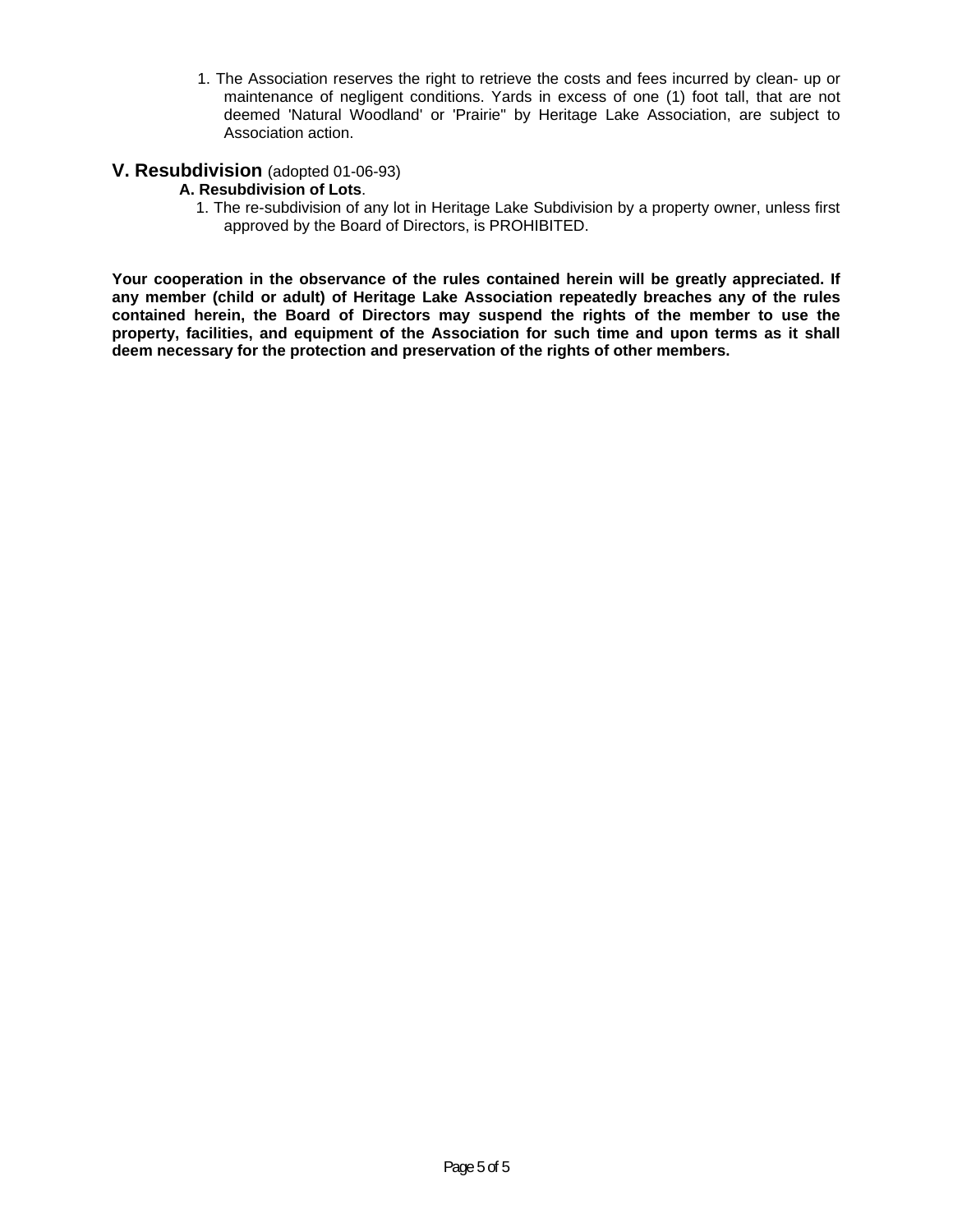1. The Association reserves the right to retrieve the costs and fees incurred by clean- up or maintenance of negligent conditions. Yards in excess of one (1) foot tall, that are not deemed 'Natural Woodland' or 'Prairie" by Heritage Lake Association, are subject to Association action.

## V. Resubdivision (adopted 01-06-93)

**A. Resubdivision of Lots**.

1. The re-subdivision of any lot in Heritage Lake Subdivision by a property owner, unless first approved by the Board of Directors, is PROHIBITED.

**Your cooperation in the observance of the rules contained herein will be greatly appreciated. If any member (child or adult) of Heritage Lake Association repeatedly breaches any of the rules contained herein, the Board of Directors may suspend the rights of the member to use the property, facilities, and equipment of the Association for such time and upon terms as it shall deem necessary for the protection and preservation of the rights of other members.**